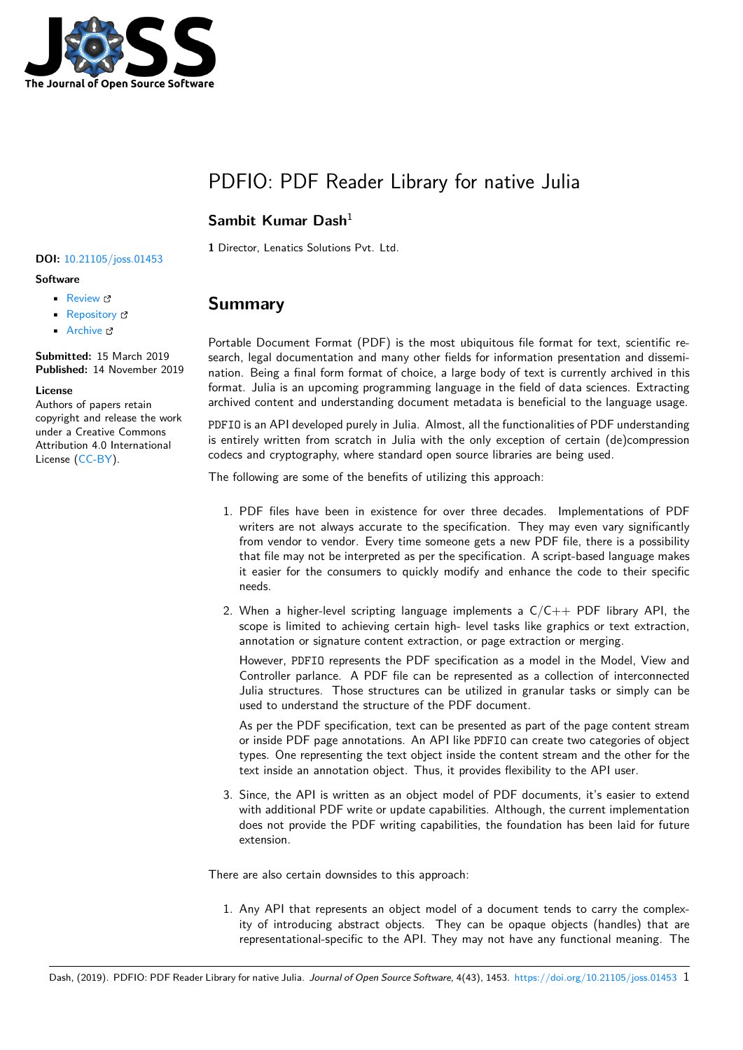# PDFIO: PDF Reader Library for native Julia

**Sambit Kumar Dash**[1]

**1** Director, Lenatics Solutions Pvt. Ltd.

**DOI:** 10.21105/joss.01453

**Software**

- Review
- Repository
- Archive

**Submitted:** 15 March 2019
**Published:** 14 November 2019

**License**
Authors of papers retain copyright and release the work under a Creative Commons Attribution 4.0 International License (CC-BY).

## Summary

Portable Document Format (PDF) is the most ubiquitous file format for text, scientific research, legal documentation and many other fields for information presentation and dissemination. Being a final form format of choice, a large body of text is currently archived in this format. Julia is an upcoming programming language in the field of data sciences. Extracting archived content and understanding document metadata is beneficial to the language usage.

`PDFIO` is an API developed purely in Julia. Almost, all the functionalities of PDF understanding is entirely written from scratch in Julia with the only exception of certain (de)compression codecs and cryptography, where standard open source libraries are being used.

The following are some of the benefits of utilizing this approach:

1. PDF files have been in existence for over three decades. Implementations of PDF writers are not always accurate to the specification. They may even vary significantly from vendor to vendor. Every time someone gets a new PDF file, there is a possibility that file may not be interpreted as per the specification. A script-based language makes it easier for the consumers to quickly modify and enhance the code to their specific needs.

2. When a higher-level scripting language implements a C/C++ PDF library API, the scope is limited to achieving certain high- level tasks like graphics or text extraction, annotation or signature content extraction, or page extraction or merging.

   However, `PDFIO` represents the PDF specification as a model in the Model, View and Controller parlance. A PDF file can be represented as a collection of interconnected Julia structures. Those structures can be utilized in granular tasks or simply can be used to understand the structure of the PDF document.

   As per the PDF specification, text can be presented as part of the page content stream or inside PDF page annotations. An API like `PDFIO` can create two categories of object types. One representing the text object inside the content stream and the other for the text inside an annotation object. Thus, it provides flexibility to the API user.

3. Since, the API is written as an object model of PDF documents, it's easier to extend with additional PDF write or update capabilities. Although, the current implementation does not provide the PDF writing capabilities, the foundation has been laid for future extension.

There are also certain downsides to this approach:

1. Any API that represents an object model of a document tends to carry the complexity of introducing abstract objects. They can be opaque objects (handles) that are representational-specific to the API. They may not have any functional meaning. The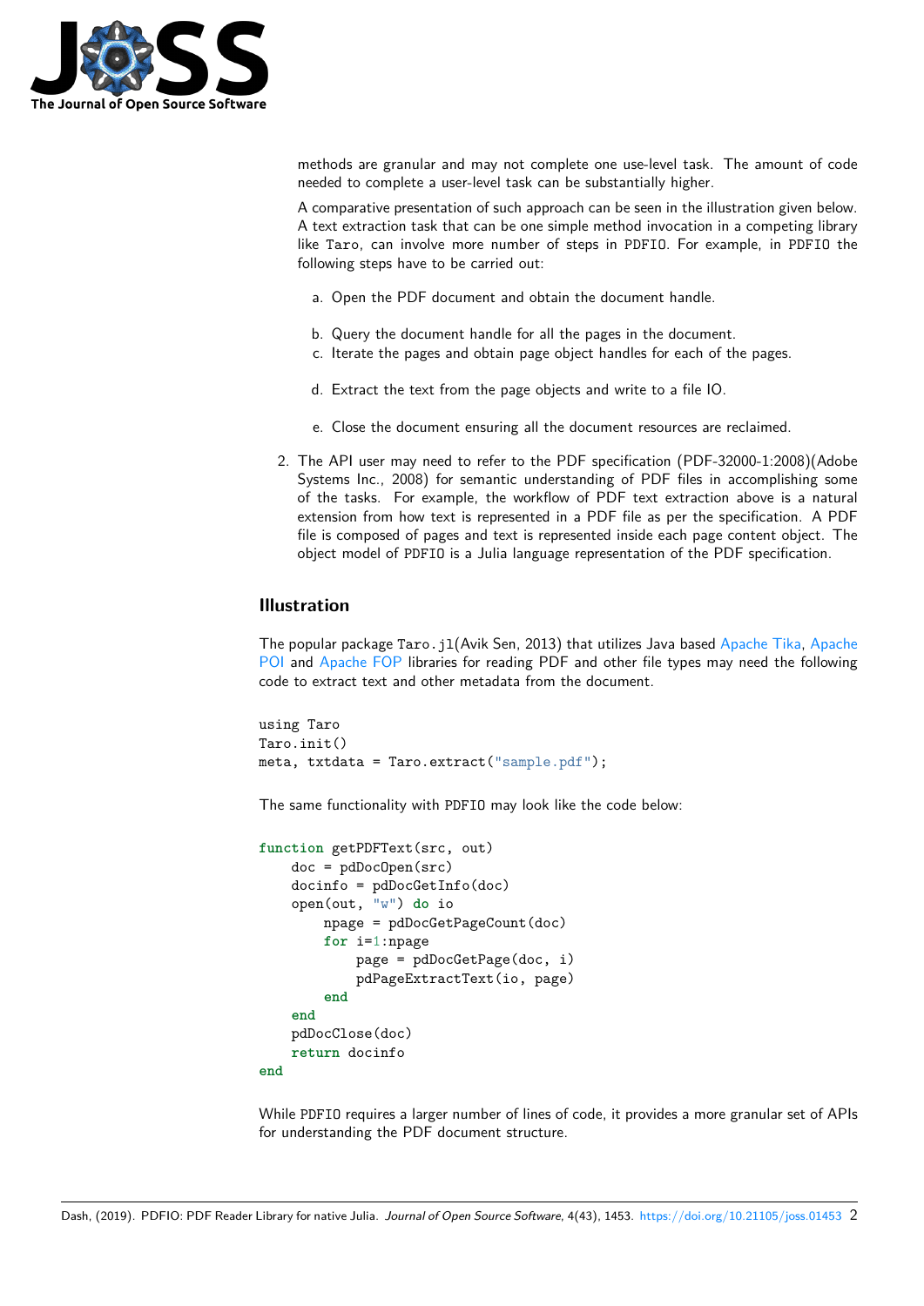methods are granular and may not complete one use-level task. The amount of code needed to complete a user-level task can be substantially higher.

A comparative presentation of such approach can be seen in the illustration given below. A text extraction task that can be one simple method invocation in a competing library like `Taro`, can involve more number of steps in `PDFIO`. For example, in `PDFIO` the following steps have to be carried out:

a. Open the PDF document and obtain the document handle.

b. Query the document handle for all the pages in the document.

c. Iterate the pages and obtain page object handles for each of the pages.

d. Extract the text from the page objects and write to a file IO.

e. Close the document ensuring all the document resources are reclaimed.

2. The API user may need to refer to the PDF specification (PDF-32000-1:2008)(Adobe Systems Inc., 2008) for semantic understanding of PDF files in accomplishing some of the tasks. For example, the workflow of PDF text extraction above is a natural extension from how text is represented in a PDF file as per the specification. A PDF file is composed of pages and text is represented inside each page content object. The object model of `PDFIO` is a Julia language representation of the PDF specification.

## Illustration

The popular package `Taro.jl`(Avik Sen, 2013) that utilizes Java based Apache Tika, Apache POI and Apache FOP libraries for reading PDF and other file types may need the following code to extract text and other metadata from the document.

```
using Taro
Taro.init()
meta, txtdata = Taro.extract("sample.pdf");
```

The same functionality with `PDFIO` may look like the code below:

```
function getPDFText(src, out)
    doc = pdDocOpen(src)
    docinfo = pdDocGetInfo(doc)
    open(out, "w") do io
        npage = pdDocGetPageCount(doc)
        for i=1:npage
            page = pdDocGetPage(doc, i)
            pdPageExtractText(io, page)
        end
    end
    pdDocClose(doc)
    return docinfo
end
```

While `PDFIO` requires a larger number of lines of code, it provides a more granular set of APIs for understanding the PDF document structure.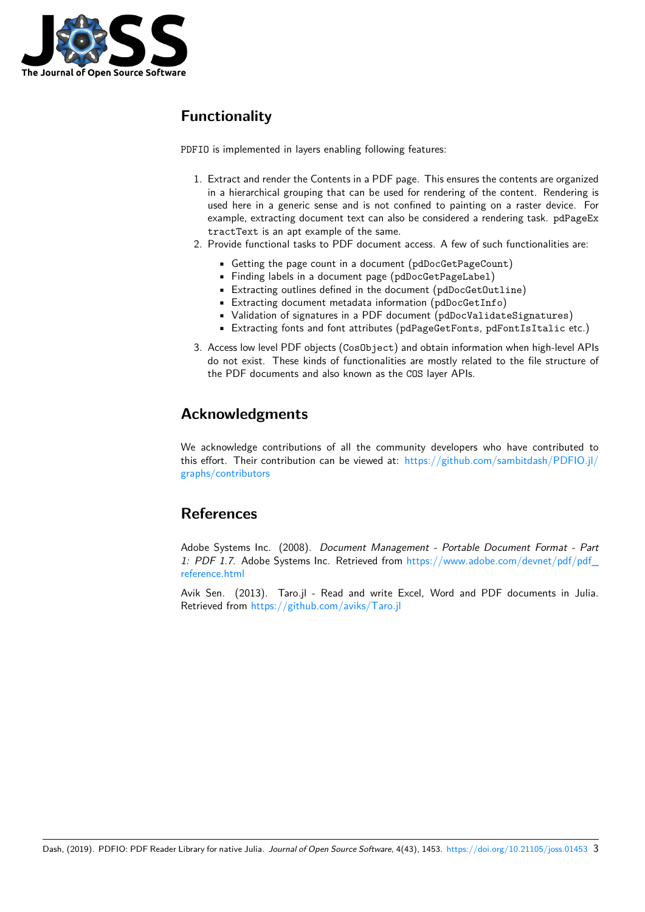# Functionality

`PDFIO` is implemented in layers enabling following features:

1. Extract and render the Contents in a PDF page. This ensures the contents are organized in a hierarchical grouping that can be used for rendering of the content. Rendering is used here in a generic sense and is not confined to painting on a raster device. For example, extracting document text can also be considered a rendering task. `pdPageExtractText` is an apt example of the same.
2. Provide functional tasks to PDF document access. A few of such functionalities are:
   - Getting the page count in a document (`pdDocGetPageCount`)
   - Finding labels in a document page (`pdDocGetPageLabel`)
   - Extracting outlines defined in the document (`pdDocGetOutline`)
   - Extracting document metadata information (`pdDocGetInfo`)
   - Validation of signatures in a PDF document (`pdDocValidateSignatures`)
   - Extracting fonts and font attributes (`pdPageGetFonts`, `pdFontIsItalic` etc.)
3. Access low level PDF objects (`CosObject`) and obtain information when high-level APIs do not exist. These kinds of functionalities are mostly related to the file structure of the PDF documents and also known as the `COS` layer APIs.

# Acknowledgments

We acknowledge contributions of all the community developers who have contributed to this effort. Their contribution can be viewed at: https://github.com/sambitdash/PDFIO.jl/graphs/contributors

# References

Adobe Systems Inc. (2008). *Document Management - Portable Document Format - Part 1: PDF 1.7*. Adobe Systems Inc. Retrieved from https://www.adobe.com/devnet/pdf/pdf_reference.html

Avik Sen. (2013). Taro.jl - Read and write Excel, Word and PDF documents in Julia. Retrieved from https://github.com/aviks/Taro.jl